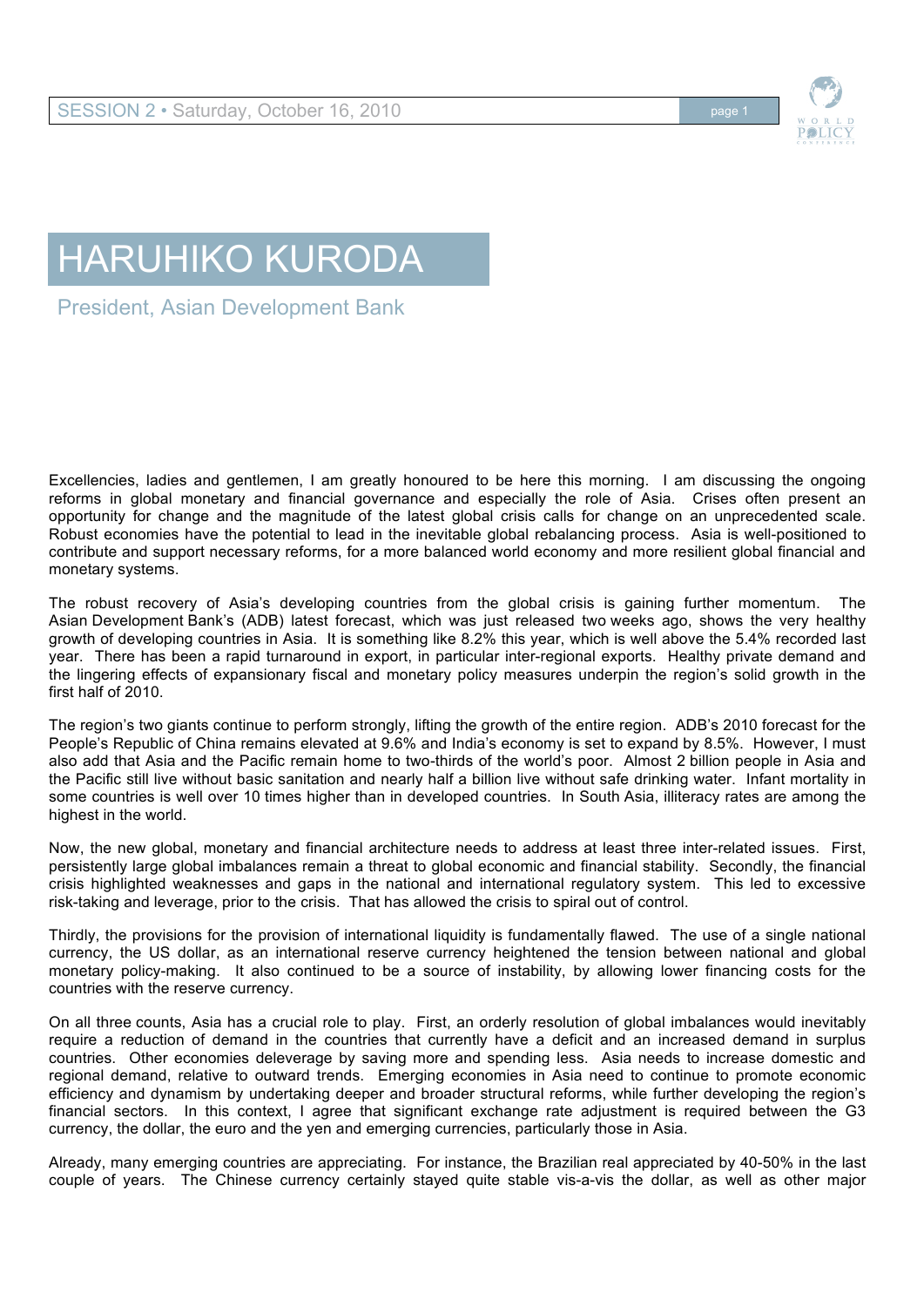# HARUHIKO KURODA

President, Asian Development Bank

Excellencies, ladies and gentlemen, I am greatly honoured to be here this morning. I am discussing the ongoing reforms in global monetary and financial governance and especially the role of Asia. Crises often present an opportunity for change and the magnitude of the latest global crisis calls for change on an unprecedented scale. Robust economies have the potential to lead in the inevitable global rebalancing process. Asia is well-positioned to contribute and support necessary reforms, for a more balanced world economy and more resilient global financial and monetary systems.

The robust recovery of Asia's developing countries from the global crisis is gaining further momentum. The Asian Development Bank's (ADB) latest forecast, which was just released two weeks ago, shows the very healthy growth of developing countries in Asia. It is something like 8.2% this year, which is well above the 5.4% recorded last year. There has been a rapid turnaround in export, in particular inter-regional exports. Healthy private demand and the lingering effects of expansionary fiscal and monetary policy measures underpin the region's solid growth in the first half of 2010.

The region's two giants continue to perform strongly, lifting the growth of the entire region. ADB's 2010 forecast for the People's Republic of China remains elevated at 9.6% and India's economy is set to expand by 8.5%. However, I must also add that Asia and the Pacific remain home to two-thirds of the world's poor. Almost 2 billion people in Asia and the Pacific still live without basic sanitation and nearly half a billion live without safe drinking water. Infant mortality in some countries is well over 10 times higher than in developed countries. In South Asia, illiteracy rates are among the highest in the world.

Now, the new global, monetary and financial architecture needs to address at least three inter-related issues. First, persistently large global imbalances remain a threat to global economic and financial stability. Secondly, the financial crisis highlighted weaknesses and gaps in the national and international regulatory system. This led to excessive risk-taking and leverage, prior to the crisis. That has allowed the crisis to spiral out of control.

Thirdly, the provisions for the provision of international liquidity is fundamentally flawed. The use of a single national currency, the US dollar, as an international reserve currency heightened the tension between national and global monetary policy-making. It also continued to be a source of instability, by allowing lower financing costs for the countries with the reserve currency.

On all three counts, Asia has a crucial role to play. First, an orderly resolution of global imbalances would inevitably require a reduction of demand in the countries that currently have a deficit and an increased demand in surplus countries. Other economies deleverage by saving more and spending less. Asia needs to increase domestic and regional demand, relative to outward trends. Emerging economies in Asia need to continue to promote economic efficiency and dynamism by undertaking deeper and broader structural reforms, while further developing the region's financial sectors. In this context, I agree that significant exchange rate adjustment is required between the G3 currency, the dollar, the euro and the yen and emerging currencies, particularly those in Asia.

Already, many emerging countries are appreciating. For instance, the Brazilian real appreciated by 40-50% in the last couple of years. The Chinese currency certainly stayed quite stable vis-a-vis the dollar, as well as other major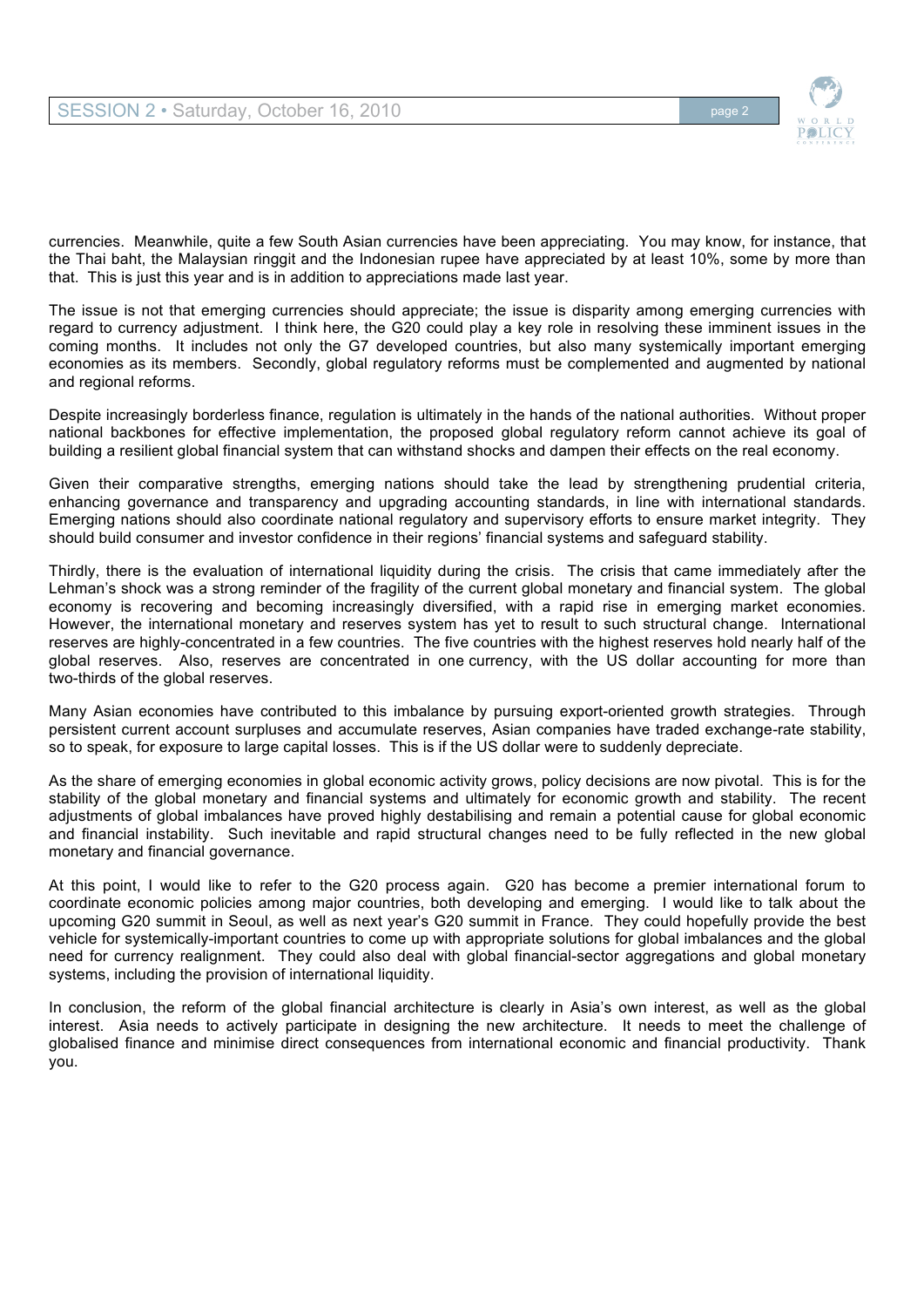currencies. Meanwhile, quite a few South Asian currencies have been appreciating. You may know, for instance, that the Thai baht, the Malaysian ringgit and the Indonesian rupee have appreciated by at least 10%, some by more than that. This is just this year and is in addition to appreciations made last year.

The issue is not that emerging currencies should appreciate; the issue is disparity among emerging currencies with regard to currency adjustment. I think here, the G20 could play a key role in resolving these imminent issues in the coming months. It includes not only the G7 developed countries, but also many systemically important emerging economies as its members. Secondly, global regulatory reforms must be complemented and augmented by national and regional reforms.

Despite increasingly borderless finance, regulation is ultimately in the hands of the national authorities. Without proper national backbones for effective implementation, the proposed global regulatory reform cannot achieve its goal of building a resilient global financial system that can withstand shocks and dampen their effects on the real economy.

Given their comparative strengths, emerging nations should take the lead by strengthening prudential criteria, enhancing governance and transparency and upgrading accounting standards, in line with international standards. Emerging nations should also coordinate national regulatory and supervisory efforts to ensure market integrity. They should build consumer and investor confidence in their regions' financial systems and safeguard stability.

Thirdly, there is the evaluation of international liquidity during the crisis. The crisis that came immediately after the Lehman's shock was a strong reminder of the fragility of the current global monetary and financial system. The global economy is recovering and becoming increasingly diversified, with a rapid rise in emerging market economies. However, the international monetary and reserves system has yet to result to such structural change. International reserves are highly-concentrated in a few countries. The five countries with the highest reserves hold nearly half of the global reserves. Also, reserves are concentrated in one currency, with the US dollar accounting for more than two-thirds of the global reserves.

Many Asian economies have contributed to this imbalance by pursuing export-oriented growth strategies. Through persistent current account surpluses and accumulate reserves, Asian companies have traded exchange-rate stability, so to speak, for exposure to large capital losses. This is if the US dollar were to suddenly depreciate.

As the share of emerging economies in global economic activity grows, policy decisions are now pivotal. This is for the stability of the global monetary and financial systems and ultimately for economic growth and stability. The recent adjustments of global imbalances have proved highly destabilising and remain a potential cause for global economic and financial instability. Such inevitable and rapid structural changes need to be fully reflected in the new global monetary and financial governance.

At this point, I would like to refer to the G20 process again. G20 has become a premier international forum to coordinate economic policies among major countries, both developing and emerging. I would like to talk about the upcoming G20 summit in Seoul, as well as next year's G20 summit in France. They could hopefully provide the best vehicle for systemically-important countries to come up with appropriate solutions for global imbalances and the global need for currency realignment. They could also deal with global financial-sector aggregations and global monetary systems, including the provision of international liquidity.

In conclusion, the reform of the global financial architecture is clearly in Asia's own interest, as well as the global interest. Asia needs to actively participate in designing the new architecture. It needs to meet the challenge of globalised finance and minimise direct consequences from international economic and financial productivity. Thank you.